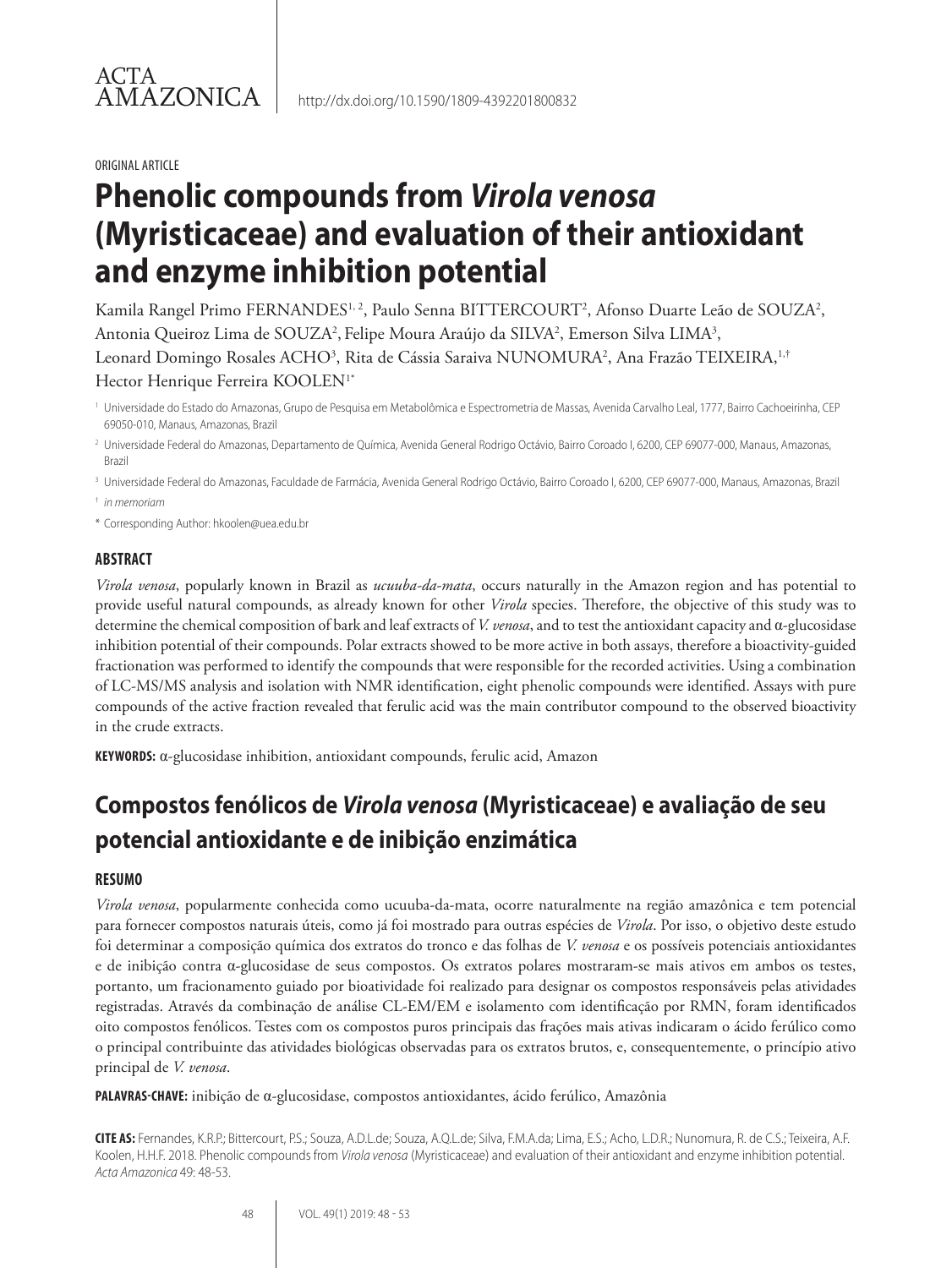ACTA AMAZONICA

http://dx.doi.org/10.1590/1809-4392201800832

ORIGINAL ARTICLE

# Phenolic compounds from *Virola venosa* (Myristicaceae) and evaluation of their antioxidant and enzyme inhibition potential

Kamila Rangel Primo FERNANDES[1, 2], Paulo Senna BITTERCOURT[2], Afonso Duarte Leão de SOUZA[2], Antonia Queiroz Lima de SOUZA[2], Felipe Moura Araújo da SILVA[2], Emerson Silva LIMA[3], Leonard Domingo Rosales ACHO[3], Rita de Cássia Saraiva NUNOMURA[2], Ana Frazão TEIXEIRA,[1,†] Hector Henrique Ferreira KOOLEN[1*]

[1] Universidade do Estado do Amazonas, Grupo de Pesquisa em Metabolômica e Espectrometria de Massas, Avenida Carvalho Leal, 1777, Bairro Cachoeirinha, CEP 69050-010, Manaus, Amazonas, Brazil

[2] Universidade Federal do Amazonas, Departamento de Química, Avenida General Rodrigo Octávio, Bairro Coroado I, 6200, CEP 69077-000, Manaus, Amazonas, Brazil

[3] Universidade Federal do Amazonas, Faculdade de Farmácia, Avenida General Rodrigo Octávio, Bairro Coroado I, 6200, CEP 69077-000, Manaus, Amazonas, Brazil

[†] *in memoriam*

[*] Corresponding Author: hkoolen@uea.edu.br

## ABSTRACT

*Virola venosa*, popularly known in Brazil as *ucuuba-da-mata*, occurs naturally in the Amazon region and has potential to provide useful natural compounds, as already known for other *Virola* species. Therefore, the objective of this study was to determine the chemical composition of bark and leaf extracts of *V. venosa*, and to test the antioxidant capacity and α-glucosidase inhibition potential of their compounds. Polar extracts showed to be more active in both assays, therefore a bioactivity-guided fractionation was performed to identify the compounds that were responsible for the recorded activities. Using a combination of LC-MS/MS analysis and isolation with NMR identification, eight phenolic compounds were identified. Assays with pure compounds of the active fraction revealed that ferulic acid was the main contributor compound to the observed bioactivity in the crude extracts.

**KEYWORDS:** α-glucosidase inhibition, antioxidant compounds, ferulic acid, Amazon

# Compostos fenólicos de *Virola venosa* (Myristicaceae) e avaliação de seu potencial antioxidante e de inibição enzimática

## RESUMO

*Virola venosa*, popularmente conhecida como ucuuba-da-mata, ocorre naturalmente na região amazônica e tem potencial para fornecer compostos naturais úteis, como já foi mostrado para outras espécies de *Virola*. Por isso, o objetivo deste estudo foi determinar a composição química dos extratos do tronco e das folhas de *V. venosa* e os possíveis potenciais antioxidantes e de inibição contra α-glucosidase de seus compostos. Os extratos polares mostraram-se mais ativos em ambos os testes, portanto, um fracionamento guiado por bioatividade foi realizado para designar os compostos responsáveis pelas atividades registradas. Através da combinação de análise CL-EM/EM e isolamento com identificação por RMN, foram identificados oito compostos fenólicos. Testes com os compostos puros principais das frações mais ativas indicaram o ácido ferúlico como o principal contribuinte das atividades biológicas observadas para os extratos brutos, e, consequentemente, o princípio ativo principal de *V. venosa*.

**PALAVRAS-CHAVE:** inibição de α-glucosidase, compostos antioxidantes, ácido ferúlico, Amazônia

**CITE AS:** Fernandes, K.R.P.; Bittercourt, P.S.; Souza, A.D.L.de; Souza, A.Q.L.de; Silva, F.M.A.da; Lima, E.S.; Acho, L.D.R.; Nunomura, R. de C.S.; Teixeira, A.F. Koolen, H.H.F. 2018. Phenolic compounds from *Virola venosa* (Myristicaceae) and evaluation of their antioxidant and enzyme inhibition potential. *Acta Amazonica* 49: 48-53.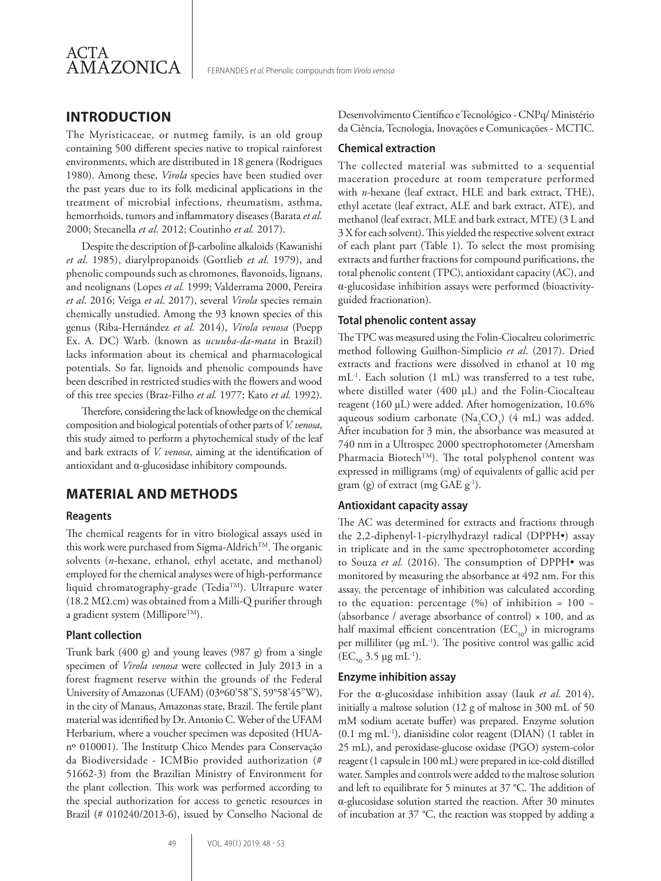## INTRODUCTION

The Myristicaceae, or nutmeg family, is an old group containing 500 different species native to tropical rainforest environments, which are distributed in 18 genera (Rodrigues 1980). Among these, *Virola* species have been studied over the past years due to its folk medicinal applications in the treatment of microbial infections, rheumatism, asthma, hemorrhoids, tumors and inflammatory diseases (Barata *et al*. 2000; Stecanella *et al.* 2012; Coutinho *et al.* 2017).

Despite the description of β-carboline alkaloids (Kawanishi *et al*. 1985), diarylpropanoids (Gottlieb *et al*. 1979), and phenolic compounds such as chromones, flavonoids, lignans, and neolignans (Lopes *et al.* 1999; Valderrama 2000, Pereira *et al*. 2016; Veiga *et al*. 2017), several *Virola* species remain chemically unstudied. Among the 93 known species of this genus (Riba-Hernández *et al*. 2014), *Virola venosa* (Poepp Ex. A. DC) Warb. (known as *ucuuba-da-mata* in Brazil) lacks information about its chemical and pharmacological potentials. So far, lignoids and phenolic compounds have been described in restricted studies with the flowers and wood of this tree species (Braz-Filho *et al.* 1977; Kato *et al.* 1992).

Therefore, considering the lack of knowledge on the chemical composition and biological potentials of other parts of *V. venosa*, this study aimed to perform a phytochemical study of the leaf and bark extracts of *V. venosa*, aiming at the identification of antioxidant and α-glucosidase inhibitory compounds.

## MATERIAL AND METHODS

### Reagents

The chemical reagents for in vitro biological assays used in this work were purchased from Sigma-Aldrich™. The organic solvents (*n*-hexane, ethanol, ethyl acetate, and methanol) employed for the chemical analyses were of high-performance liquid chromatography-grade (Tedia™). Ultrapure water (18.2 MΩ.cm) was obtained from a Milli-Q purifier through a gradient system (Millipore™).

### Plant collection

Trunk bark (400 g) and young leaves (987 g) from a single specimen of *Virola venosa* were collected in July 2013 in a forest fragment reserve within the grounds of the Federal University of Amazonas (UFAM) (03º60'58"S, 59º58'45"W), in the city of Manaus, Amazonas state, Brazil. The fertile plant material was identified by Dr. Antonio C. Weber of the UFAM Herbarium, where a voucher specimen was deposited (HUA-nº 010001). The Institutp Chico Mendes para Conservação da Biodiversidade - ICMBio provided authorization (# 51662-3) from the Brazilian Ministry of Environment for the plant collection. This work was performed according to the special authorization for access to genetic resources in Brazil (# 010240/2013-6), issued by Conselho Nacional de Desenvolvimento Científico e Tecnológico - CNPq/ Ministério da Ciência, Tecnologia, Inovações e Comunicações - MCTIC.

### Chemical extraction

The collected material was submitted to a sequential maceration procedure at room temperature performed with *n*-hexane (leaf extract, HLE and bark extract, THE), ethyl acetate (leaf extract, ALE and bark extract, ATE), and methanol (leaf extract, MLE and bark extract, MTE) (3 L and 3 X for each solvent). This yielded the respective solvent extract of each plant part (Table 1). To select the most promising extracts and further fractions for compound purifications, the total phenolic content (TPC), antioxidant capacity (AC), and α-glucosidase inhibition assays were performed (bioactivity-guided fractionation).

### Total phenolic content assay

The TPC was measured using the Folin-Ciocalteu colorimetric method following Guilhon-Simplicio *et al*. (2017). Dried extracts and fractions were dissolved in ethanol at 10 mg mL$^{-1}$. Each solution (1 mL) was transferred to a test tube, where distilled water (400 µL) and the Folin-Ciocalteau reagent (160 µL) were added. After homogenization, 10.6% aqueous sodium carbonate ($Na_2CO_3$) (4 mL) was added. After incubation for 3 min, the absorbance was measured at 740 nm in a Ultrospec 2000 spectrophotometer (Amersham Pharmacia Biotech™). The total polyphenol content was expressed in milligrams (mg) of equivalents of gallic acid per gram (g) of extract (mg GAE g$^{-1}$).

### Antioxidant capacity assay

The AC was determined for extracts and fractions through the 2,2-diphenyl-1-picrylhydrazyl radical (DPPH•) assay in triplicate and in the same spectrophotometer according to Souza *et al.* (2016). The consumption of DPPH• was monitored by measuring the absorbance at 492 nm. For this assay, the percentage of inhibition was calculated according to the equation: percentage (%) of inhibition = 100 – (absorbance / average absorbance of control) × 100, and as half maximal efficient concentration ($EC_{50}$) in micrograms per milliliter (µg mL$^{-1}$). The positive control was gallic acid ($EC_{50}$ 3.5 µg mL$^{-1}$).

### Enzyme inhibition assay

For the α-glucosidase inhibition assay (Iauk *et al*. 2014), initially a maltose solution (12 g of maltose in 300 mL of 50 mM sodium acetate buffer) was prepared. Enzyme solution (0.1 mg mL$^{-1}$), dianisidine color reagent (DIAN) (1 tablet in 25 mL), and peroxidase-glucose oxidase (PGO) system-color reagent (1 capsule in 100 mL) were prepared in ice-cold distilled water. Samples and controls were added to the maltose solution and left to equilibrate for 5 minutes at 37 °C. The addition of α-glucosidase solution started the reaction. After 30 minutes of incubation at 37 °C, the reaction was stopped by adding a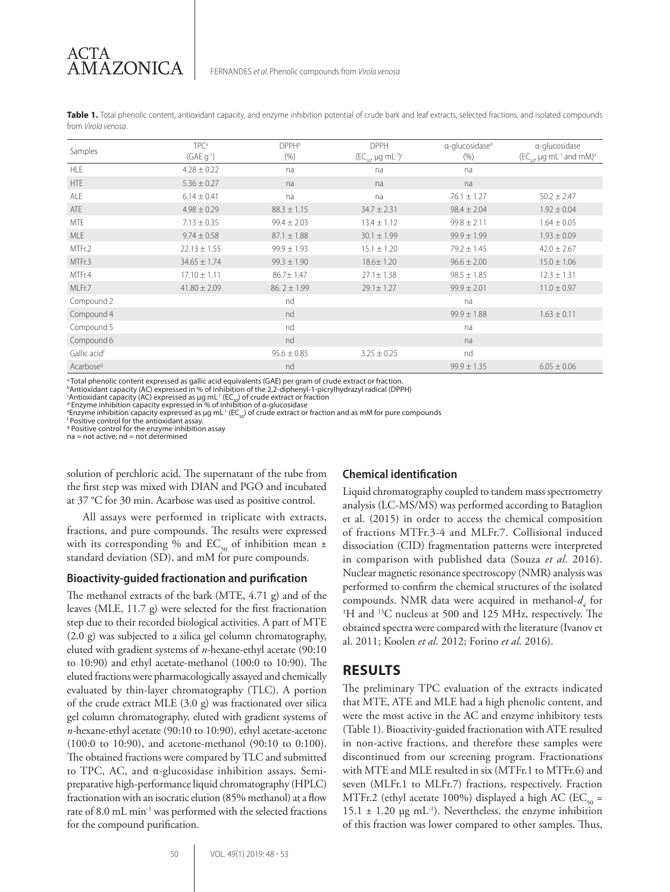**Table 1.** Total phenolic content, antioxidant capacity, and enzyme inhibition potential of crude bark and leaf extracts, selected fractions, and isolated compounds from *Virola venosa*.

| Samples | TPC[a] (GAE $g^{-1}$) | DPPH[b] (%) | DPPH ($EC_{50}$, µg $mL^{-1}$)[c] | α-glucosidase[d] (%) | α-glucosidase ($EC_{50}$, µg $mL^{-1}$ and mM)[e] |
|---|---|---|---|---|---|
| HLE | 4.28 ± 0.22 | na | na | na | |
| HTE | 5.36 ± 0.27 | na | na | na | |
| ALE | 6.14 ± 0.41 | na | na | 76.1 ± 1.27 | 50.2 ± 2.47 |
| ATE | 4.98 ± 0.29 | 88.3 ± 1.15 | 34.7 ± 2.31 | 98.4 ± 2.04 | 1.92 ± 0.04 |
| MTE | 7.13 ± 0.35 | 99.4 ± 2.03 | 13.4 ± 1.12 | 99.8 ± 2.11 | 1.64 ± 0.05 |
| MLE | 9.74 ± 0.58 | 87.1 ± 1.88 | 30.1 ± 1.99 | 99.9 ± 1.99 | 1.93 ± 0.09 |
| MTFr.2 | 22.13 ± 1.55 | 99.9 ± 1.93 | 15.1 ± 1.20 | 79.2 ± 1.45 | 42.0 ± 2.67 |
| MTFr.3 | 34.65 ± 1.74 | 99.3 ± 1.90 | 18.6± 1.20 | 96.6 ± 2.00 | 15.0 ± 1.06 |
| MTFr.4 | 17.10 ± 1.11 | 86.7± 1.47 | 27.1± 1.38 | 98.5 ± 1.85 | 12.3 ± 1.31 |
| MLFr.7 | 41.80 ± 2.09 | 86. 2 ± 1.99 | 29.1± 1.27 | 99.9 ± 2.01 | 11.0 ± 0.97 |
| Compound 2 | | nd | | na | |
| Compound 4 | | nd | | 99.9 ± 1.88 | 1.63 ± 0.11 |
| Compound 5 | | nd | | na | |
| Compound 6 | | nd | | na | |
| Gallic acid[f] | | 95.6 ± 0.85 | 3.25 ± 0.25 | nd | |
| Acarbose[g] | | nd | | 99.9 ± 1.35 | 6.05 ± 0.06 |

[a] Total phenolic content expressed as gallic acid equivalents (GAE) per gram of crude extract or fraction.
[b] Antioxidant capacity (AC) expressed in % of inhibition of the 2,2-diphenyl-1-picrylhydrazyl radical (DPPH)
[c] Antioxidant capacity (AC) expressed as µg $mL^{-1}$ ($EC_{50}$) of crude extract or fraction
[d] Enzyme inhibition capacity expressed in % of inhibition of α-glucosidase
[e] Enzyme inhibition capacity expressed as µg $mL^{-1}$ ($EC_{50}$) of crude extract or fraction and as mM for pure compounds
[f] Positive control for the antioxidant assay.
[g] Positive control for the enzyme inhibition assay
na = not active; nd = not determined

solution of perchloric acid. The supernatant of the tube from the first step was mixed with DIAN and PGO and incubated at 37 °C for 30 min. Acarbose was used as positive control.

All assays were performed in triplicate with extracts, fractions, and pure compounds. The results were expressed with its corresponding % and $EC_{50}$ of inhibition mean ± standard deviation (SD), and mM for pure compounds.

### Bioactivity-guided fractionation and purification

The methanol extracts of the bark (MTE, 4.71 g) and of the leaves (MLE, 11.7 g) were selected for the first fractionation step due to their recorded biological activities. A part of MTE (2.0 g) was subjected to a silica gel column chromatography, eluted with gradient systems of *n*-hexane-ethyl acetate (90:10 to 10:90) and ethyl acetate-methanol (100:0 to 10:90). The eluted fractions were pharmacologically assayed and chemically evaluated by thin-layer chromatography (TLC). A portion of the crude extract MLE (3.0 g) was fractionated over silica gel column chromatography, eluted with gradient systems of *n*-hexane-ethyl acetate (90:10 to 10:90), ethyl acetate-acetone (100:0 to 10:90), and acetone-methanol (90:10 to 0:100). The obtained fractions were compared by TLC and submitted to TPC, AC, and α-glucosidase inhibition assays. Semi-preparative high-performance liquid chromatography (HPLC) fractionation with an isocratic elution (85% methanol) at a flow rate of 8.0 mL $min^{-1}$ was performed with the selected fractions for the compound purification.

### Chemical identification

Liquid chromatography coupled to tandem mass spectrometry analysis (LC-MS/MS) was performed according to Bataglion et al. (2015) in order to access the chemical composition of fractions MTFr.3-4 and MLFr.7. Collisional induced dissociation (CID) fragmentation patterns were interpreted in comparison with published data (Souza *et al*. 2016). Nuclear magnetic resonance spectroscopy (NMR) analysis was performed to confirm the chemical structures of the isolated compounds. NMR data were acquired in methanol-$d_4$ for $^1$H and $^{13}$C nucleus at 500 and 125 MHz, respectively. The obtained spectra were compared with the literature (Ivanov et al. 2011; Koolen *et al*. 2012; Forino *et al*. 2016).

## RESULTS

The preliminary TPC evaluation of the extracts indicated that MTE, ATE and MLE had a high phenolic content, and were the most active in the AC and enzyme inhibitory tests (Table 1). Bioactivity-guided fractionation with ATE resulted in non-active fractions, and therefore these samples were discontinued from our screening program. Fractionations with MTE and MLE resulted in six (MTFr.1 to MTFr.6) and seven (MLFr.1 to MLFr.7) fractions, respectively. Fraction MTFr.2 (ethyl acetate 100%) displayed a high AC ($EC_{50}$ = 15.1 ± 1.20 µg $mL^{-1}$). Nevertheless, the enzyme inhibition of this fraction was lower compared to other samples. Thus,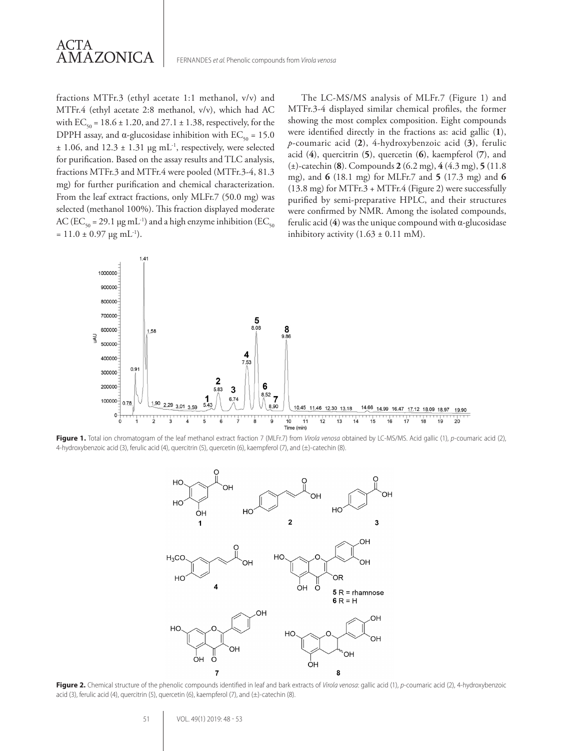fractions MTFr.3 (ethyl acetate 1:1 methanol, v/v) and MTFr.4 (ethyl acetate 2:8 methanol, v/v), which had AC with $EC_{50}$ = 18.6 ± 1.20, and 27.1 ± 1.38, respectively, for the DPPH assay, and α-glucosidase inhibition with $EC_{50}$ = 15.0 ± 1.06, and 12.3 ± 1.31 μg $mL^{-1}$, respectively, were selected for purification. Based on the assay results and TLC analysis, fractions MTFr.3 and MTFr.4 were pooled (MTFr.3-4, 81.3 mg) for further purification and chemical characterization. From the leaf extract fractions, only MLFr.7 (50.0 mg) was selected (methanol 100%). This fraction displayed moderate AC ($EC_{50}$ = 29.1 μg $mL^{-1}$) and a high enzyme inhibition ($EC_{50}$ = 11.0 ± 0.97 μg $mL^{-1}$).

The LC-MS/MS analysis of MLFr.7 (Figure 1) and MTFr.3-4 displayed similar chemical profiles, the former showing the most complex composition. Eight compounds were identified directly in the fractions as: acid gallic (**1**), *p*-coumaric acid (**2**), 4-hydroxybenzoic acid (**3**), ferulic acid (**4**), quercitrin (**5**), quercetin (**6**), kaempferol (**7**), and (±)-catechin (**8**). Compounds **2** (6.2 mg), **4** (4.3 mg), **5** (11.8 mg), and **6** (18.1 mg) for MLFr.7 and **5** (17.3 mg) and **6** (13.8 mg) for MTFr.3 + MTFr.4 (Figure 2) were successfully purified by semi-preparative HPLC, and their structures were confirmed by NMR. Among the isolated compounds, ferulic acid (**4**) was the unique compound with α-glucosidase inhibitory activity (1.63 ± 0.11 mM).

**Figure 1.** Total ion chromatogram of the leaf methanol extract fraction 7 (MLFr.7) from *Virola venosa* obtained by LC-MS/MS. Acid gallic (1), *p*-coumaric acid (2), 4-hydroxybenzoic acid (3), ferulic acid (4), quercitrin (5), quercetin (6), kaempferol (7), and (±)-catechin (8).

**Figure 2.** Chemical structure of the phenolic compounds identified in leaf and bark extracts of *Virola venosa*: gallic acid (1), *p*-coumaric acid (2), 4-hydroxybenzoic acid (3), ferulic acid (4), quercitrin (5), quercetin (6), kaempferol (7), and (±)-catechin (8).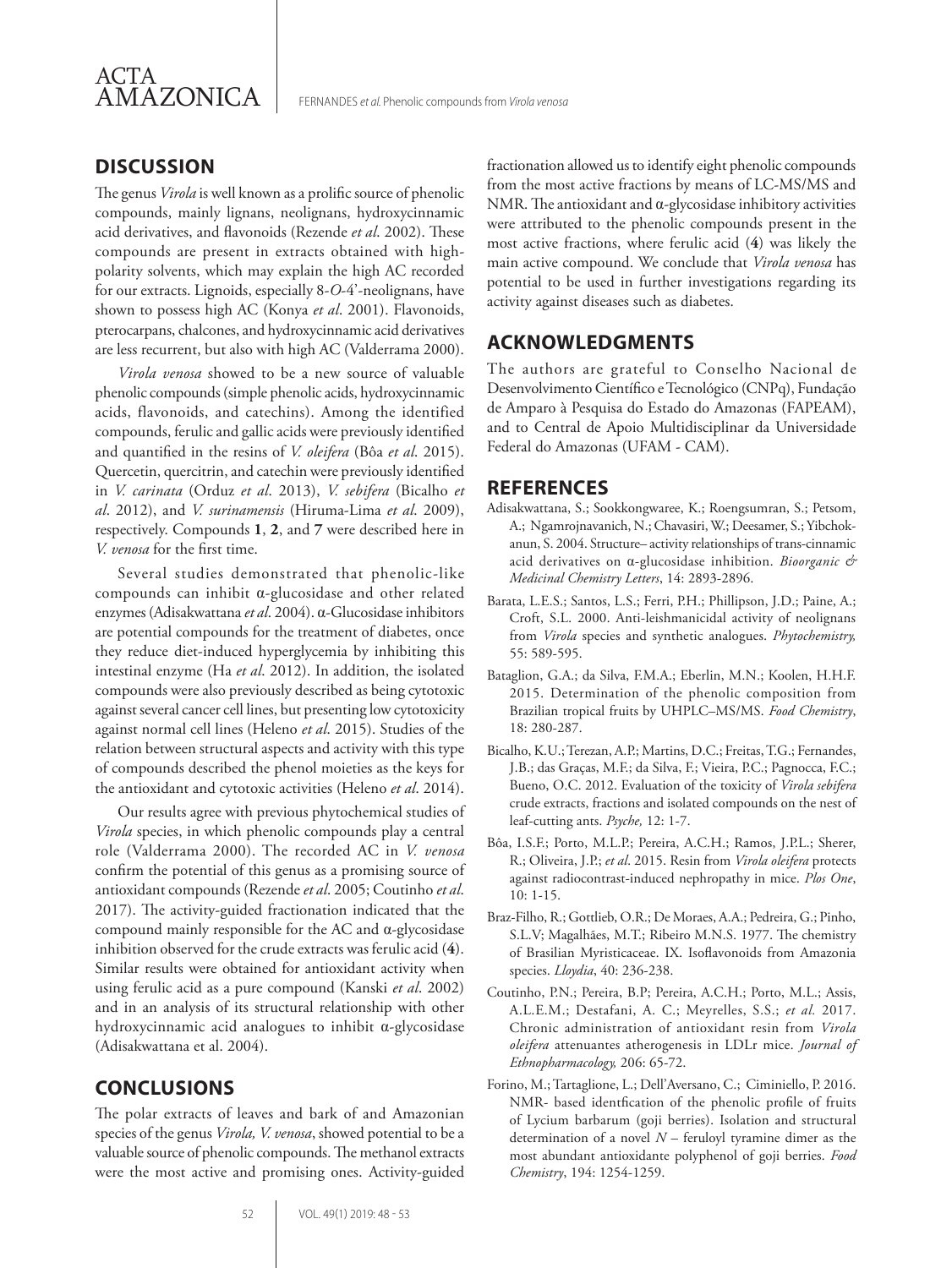## DISCUSSION

The genus *Virola* is well known as a prolific source of phenolic compounds, mainly lignans, neolignans, hydroxycinnamic acid derivatives, and flavonoids (Rezende *et al*. 2002). These compounds are present in extracts obtained with high-polarity solvents, which may explain the high AC recorded for our extracts. Lignoids, especially 8-*O*-4'-neolignans, have shown to possess high AC (Konya *et al*. 2001). Flavonoids, pterocarpans, chalcones, and hydroxycinnamic acid derivatives are less recurrent, but also with high AC (Valderrama 2000).

*Virola venosa* showed to be a new source of valuable phenolic compounds (simple phenolic acids, hydroxycinnamic acids, flavonoids, and catechins). Among the identified compounds, ferulic and gallic acids were previously identified and quantified in the resins of *V. oleifera* (Bôa *et al*. 2015). Quercetin, quercitrin, and catechin were previously identified in *V. carinata* (Orduz *et al*. 2013), *V. sebifera* (Bicalho *et al*. 2012), and *V. surinamensis* (Hiruma-Lima *et al*. 2009), respectively. Compounds **1**, **2**, and **7** were described here in *V. venosa* for the first time.

Several studies demonstrated that phenolic-like compounds can inhibit α-glucosidase and other related enzymes (Adisakwattana *et al*. 2004). α-Glucosidase inhibitors are potential compounds for the treatment of diabetes, once they reduce diet-induced hyperglycemia by inhibiting this intestinal enzyme (Ha *et al*. 2012). In addition, the isolated compounds were also previously described as being cytotoxic against several cancer cell lines, but presenting low cytotoxicity against normal cell lines (Heleno *et al.* 2015). Studies of the relation between structural aspects and activity with this type of compounds described the phenol moieties as the keys for the antioxidant and cytotoxic activities (Heleno *et al*. 2014).

Our results agree with previous phytochemical studies of *Virola* species, in which phenolic compounds play a central role (Valderrama 2000). The recorded AC in *V. venosa* confirm the potential of this genus as a promising source of antioxidant compounds (Rezende *et al*. 2005; Coutinho *et al*. 2017). The activity-guided fractionation indicated that the compound mainly responsible for the AC and α-glycosidase inhibition observed for the crude extracts was ferulic acid (**4**). Similar results were obtained for antioxidant activity when using ferulic acid as a pure compound (Kanski *et al*. 2002) and in an analysis of its structural relationship with other hydroxycinnamic acid analogues to inhibit α-glycosidase (Adisakwattana et al. 2004).

## CONCLUSIONS

The polar extracts of leaves and bark of and Amazonian species of the genus *Virola, V. venosa*, showed potential to be a valuable source of phenolic compounds. The methanol extracts were the most active and promising ones. Activity-guided fractionation allowed us to identify eight phenolic compounds from the most active fractions by means of LC-MS/MS and NMR. The antioxidant and α-glycosidase inhibitory activities were attributed to the phenolic compounds present in the most active fractions, where ferulic acid (**4**) was likely the main active compound. We conclude that *Virola venosa* has potential to be used in further investigations regarding its activity against diseases such as diabetes.

## ACKNOWLEDGMENTS

The authors are grateful to Conselho Nacional de Desenvolvimento Científico e Tecnológico (CNPq), Fundação de Amparo à Pesquisa do Estado do Amazonas (FAPEAM), and to Central de Apoio Multidisciplinar da Universidade Federal do Amazonas (UFAM - CAM).

## REFERENCES

Adisakwattana, S.; Sookkongwaree, K.; Roengsumran, S.; Petsom, A.; Ngamrojnavanich, N.; Chavasiri, W.; Deesamer, S.; Yibchok-anun, S. 2004. Structure– activity relationships of trans-cinnamic acid derivatives on α-glucosidase inhibition. *Bioorganic & Medicinal Chemistry Letters*, 14: 2893-2896.

Barata, L.E.S.; Santos, L.S.; Ferri, P.H.; Phillipson, J.D.; Paine, A.; Croft, S.L. 2000. Anti-leishmanicidal activity of neolignans from *Virola* species and synthetic analogues. *Phytochemistry,* 55: 589-595.

Bataglion, G.A.; da Silva, F.M.A.; Eberlin, M.N.; Koolen, H.H.F. 2015. Determination of the phenolic composition from Brazilian tropical fruits by UHPLC–MS/MS. *Food Chemistry*, 18: 280-287.

Bicalho, K.U.; Terezan, A.P.; Martins, D.C.; Freitas, T.G.; Fernandes, J.B.; das Graças, M.F.; da Silva, F.; Vieira, P.C.; Pagnocca, F.C.; Bueno, O.C. 2012. Evaluation of the toxicity of *Virola sebifera* crude extracts, fractions and isolated compounds on the nest of leaf-cutting ants. *Psyche,* 12: 1-7.

Bôa, I.S.F.; Porto, M.L.P.; Pereira, A.C.H.; Ramos, J.P.L.; Sherer, R.; Oliveira, J.P.; *et al*. 2015. Resin from *Virola oleifera* protects against radiocontrast-induced nephropathy in mice. *Plos One*, 10: 1-15.

Braz-Filho, R.; Gottlieb, O.R.; De Moraes, A.A.; Pedreira, G.; Pinho, S.L.V; Magalhães, M.T.; Ribeiro M.N.S. 1977. The chemistry of Brasilian Myristicaceae. IX. Isoflavonoids from Amazonia species. *Lloydia*, 40: 236-238.

Coutinho, P.N.; Pereira, B.P; Pereira, A.C.H.; Porto, M.L.; Assis, A.L.E.M.; Destafani, A. C.; Meyrelles, S.S.; *et al.* 2017. Chronic administration of antioxidant resin from *Virola oleifera* attenuantes atherogenesis in LDLr mice. *Journal of Ethnopharmacology,* 206: 65-72.

Forino, M.; Tartaglione, L.; Dell'Aversano, C.; Ciminiello, P. 2016. NMR- based identfication of the phenolic profile of fruits of Lycium barbarum (goji berries). Isolation and structural determination of a novel *N* – feruloyl tyramine dimer as the most abundant antioxidante polyphenol of goji berries. *Food Chemistry*, 194: 1254-1259.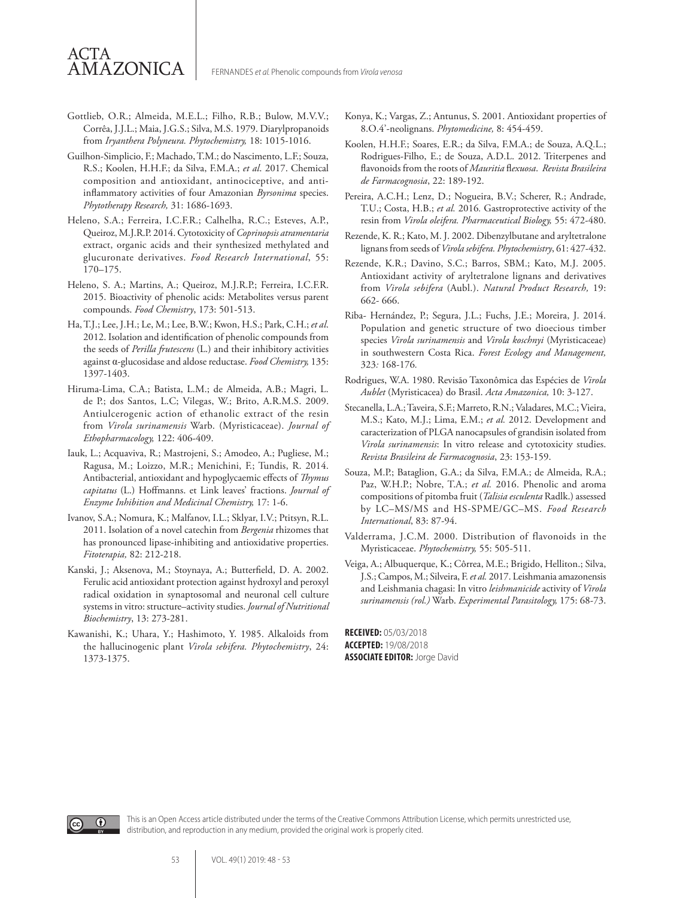Gottlieb, O.R.; Almeida, M.E.L.; Filho, R.B.; Bulow, M.V.V.; Corrêa, J.J.L.; Maia, J.G.S.; Silva, M.S. 1979. Diarylpropanoids from *Iryanthera Polyneura. Phytochemistry,* 18: 1015-1016.

Guilhon-Simplicio, F.; Machado, T.M.; do Nascimento, L.F.; Souza, R.S.; Koolen, H.H.F.; da Silva, F.M.A.; *et al*. 2017. Chemical composition and antioxidant, antinociceptive, and anti-inflammatory activities of four Amazonian *Byrsonima* species. *Phytotherapy Research,* 31: 1686-1693.

Heleno, S.A.; Ferreira, I.C.F.R.; Calhelha, R.C.; Esteves, A.P., Queiroz, M.J.R.P. 2014. Cytotoxicity of *Coprinopsis atramentaria* extract, organic acids and their synthesized methylated and glucuronate derivatives. *Food Research International*, 55: 170–175.

Heleno, S. A.; Martins, A.; Queiroz, M.J.R.P.; Ferreira, I.C.F.R. 2015. Bioactivity of phenolic acids: Metabolites versus parent compounds. *Food Chemistry*, 173: 501-513.

Ha, T.J.; Lee, J.H.; Le, M.; Lee, B.W.; Kwon, H.S.; Park, C.H.; *et al*. 2012. Isolation and identification of phenolic compounds from the seeds of *Perilla frutescens* (L.) and their inhibitory activities against α-glucosidase and aldose reductase. *Food Chemistry,* 135: 1397-1403.

Hiruma-Lima, C.A.; Batista, L.M.; de Almeida, A.B.; Magri, L. de P.; dos Santos, L.C; Vilegas, W.; Brito, A.R.M.S. 2009. Antiulcerogenic action of ethanolic extract of the resin from *Virola surinamensis* Warb. (Myristicaceae). *Journal of Ethopharmacology,* 122: 406-409.

Iauk, L.; Acquaviva, R.; Mastrojeni, S.; Amodeo, A.; Pugliese, M.; Ragusa, M.; Loizzo, M.R.; Menichini, F.; Tundis, R. 2014. Antibacterial, antioxidant and hypoglycaemic effects of *Thymus capitatus* (L.) Hoffmanns. et Link leaves' fractions. *Journal of Enzyme Inhibition and Medicinal Chemistry,* 17: 1-6.

Ivanov, S.A.; Nomura, K.; Malfanov, I.L.; Sklyar, I.V.; Ptitsyn, R.L. 2011. Isolation of a novel catechin from *Bergenia* rhizomes that has pronounced lipase-inhibiting and antioxidative properties. *Fitoterapia,* 82: 212-218.

Kanski, J.; Aksenova, M.; Stoynaya, A.; Butterfield, D. A. 2002. Ferulic acid antioxidant protection against hydroxyl and peroxyl radical oxidation in synaptosomal and neuronal cell culture systems in vitro: structure–activity studies. *Journal of Nutritional Biochemistry*, 13: 273-281.

Kawanishi, K.; Uhara, Y.; Hashimoto, Y. 1985. Alkaloids from the hallucinogenic plant *Virola sebifera. Phytochemistry*, 24: 1373-1375.

Konya, K.; Vargas, Z.; Antunus, S. 2001. Antioxidant properties of 8.O.4'-neolignans. *Phytomedicine,* 8: 454-459.

Koolen, H.H.F.; Soares, E.R.; da Silva, F.M.A.; de Souza, A.Q.L.; Rodrigues-Filho, E.; de Souza, A.D.L. 2012. Triterpenes and flavonoids from the roots of *Mauritia flexuosa*. *Revista Brasileira de Farmacognosia*, 22: 189-192.

Pereira, A.C.H.; Lenz, D.; Nogueira, B.V.; Scherer, R.; Andrade, T.U.; Costa, H.B.; *et al.* 2016*.* Gastroprotective activity of the resin from *Virola oleifera. Pharmaceutical Biology,* 55: 472-480.

Rezende, K. R.; Kato, M. J. 2002. Dibenzylbutane and aryltetralone lignans from seeds of *Virola sebifera. Phytochemistry*, 61: 427-432.

Rezende, K.R.; Davino, S.C.; Barros, SBM.; Kato, M.J. 2005. Antioxidant activity of aryltetralone lignans and derivatives from *Virola sebifera* (Aubl.). *Natural Product Research,* 19: 662- 666.

Riba- Hernández, P.; Segura, J.L.; Fuchs, J.E.; Moreira, J. 2014. Population and genetic structure of two dioecious timber species *Virola surinamensis* and *Virola koschnyi* (Myristicaceae) in southwestern Costa Rica. *Forest Ecology and Management, 323:* 168-176*.*

Rodrigues, W.A. 1980. Revisão Taxonômica das Espécies de *Virola Aublet* (Myristicacea) do Brasil. *Acta Amazonica,* 10: 3-127.

Stecanella, L.A.; Taveira, S.F.; Marreto, R.N.; Valadares, M.C.; Vieira, M.S.; Kato, M.J.; Lima, E.M.; *et al.* 2012. Development and caracterization of PLGA nanocapsules of grandisin isolated from *Virola surinamensis*: In vitro release and cytotoxicity studies. *Revista Brasileira de Farmacognosia*, 23: 153-159.

Souza, M.P.; Bataglion, G.A.; da Silva, F.M.A.; de Almeida, R.A.; Paz, W.H.P.; Nobre, T.A.; *et al.* 2016. Phenolic and aroma compositions of pitomba fruit (*Talisia esculenta* Radlk.) assessed by LC–MS/MS and HS-SPME/GC–MS. *Food Research International*, 83: 87-94.

Valderrama, J.C.M. 2000. Distribution of flavonoids in the Myristicaceae. *Phytochemistry,* 55: 505-511.

Veiga, A.; Albuquerque, K.; Côrrea, M.E.; Brigido, Helliton.; Silva, J.S.; Campos, M.; Silveira, F. *et al.* 2017. Leishmania amazonensis and Leishmania chagasi: In vitro *leishmanicide* activity of *Virola surinamensis (rol.)* Warb. *Experimental Parasitology,* 175: 68-73.

**RECEIVED:** 05/03/2018
**ACCEPTED:** 19/08/2018
**ASSOCIATE EDITOR:** Jorge David

This is an Open Access article distributed under the terms of the Creative Commons Attribution License, which permits unrestricted use, distribution, and reproduction in any medium, provided the original work is properly cited.